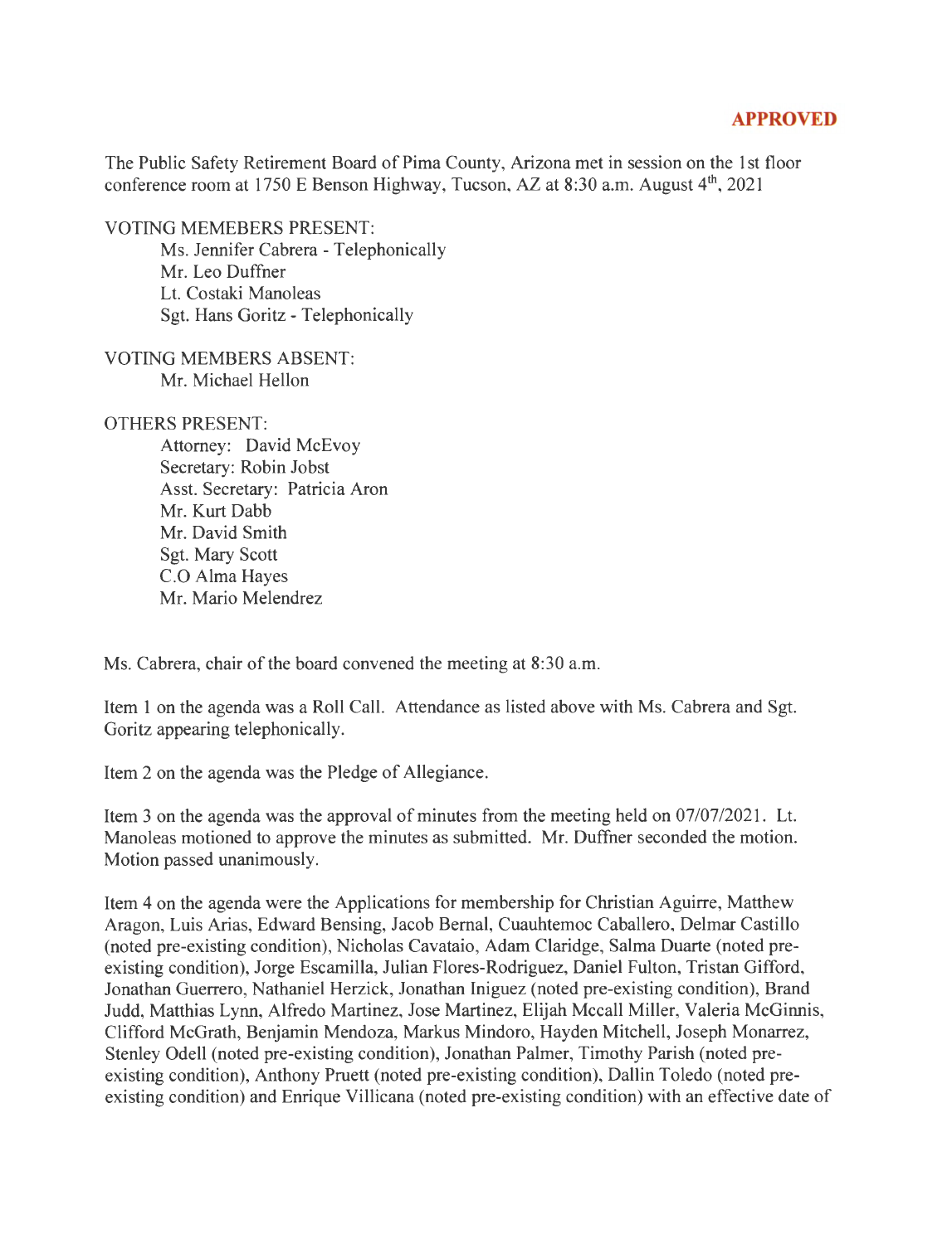**APPROVED**

The Public Safety Retirement Board of Pima County, Arizona met in session on the 1st floor conference room at 1750 E Benson Highway, Tucson, AZ at 8:30 a.m. August 4th, 2021

VOTING MEMEBERS PRESENT:

- Ms. Jennifer Cabrera - Telephonically
- Mr. Leo Duffner
- Lt. Costaki Manoleas
- Sgt. Hans Goritz - Telephonically

VOTING MEMBERS ABSENT:

- Mr. Michael Hellon

OTHERS PRESENT:

- Attorney: David McEvoy
- Secretary: Robin Jobst
- Asst. Secretary: Patricia Aron
- Mr. Kurt Dabb
- Mr. David Smith
- Sgt. Mary Scott
- C.O Alma Hayes
- Mr. Mario Melendrez

Ms. Cabrera, chair of the board convened the meeting at 8:30 a.m.

Item 1 on the agenda was a Roll Call. Attendance as listed above with Ms. Cabrera and Sgt. Goritz appearing telephonically.

Item 2 on the agenda was the Pledge of Allegiance.

Item 3 on the agenda was the approval of minutes from the meeting held on 07/07/2021. Lt. Manoleas motioned to approve the minutes as submitted. Mr. Duffner seconded the motion. Motion passed unanimously.

Item 4 on the agenda were the Applications for membership for Christian Aguirre, Matthew Aragon, Luis Arias, Edward Bensing, Jacob Bernal, Cuauhtemoc Caballero, Delmar Castillo (noted pre-existing condition), Nicholas Cavataio, Adam Claridge, Salma Duarte (noted pre-existing condition), Jorge Escamilla, Julian Flores-Rodriguez, Daniel Fulton, Tristan Gifford, Jonathan Guerrero, Nathaniel Herzick, Jonathan Iniguez (noted pre-existing condition), Brand Judd, Matthias Lynn, Alfredo Martinez, Jose Martinez, Elijah Mccall Miller, Valeria McGinnis, Clifford McGrath, Benjamin Mendoza, Markus Mindoro, Hayden Mitchell, Joseph Monarrez, Stenley Odell (noted pre-existing condition), Jonathan Palmer, Timothy Parish (noted pre-existing condition), Anthony Pruett (noted pre-existing condition), Dallin Toledo (noted pre-existing condition) and Enrique Villicana (noted pre-existing condition) with an effective date of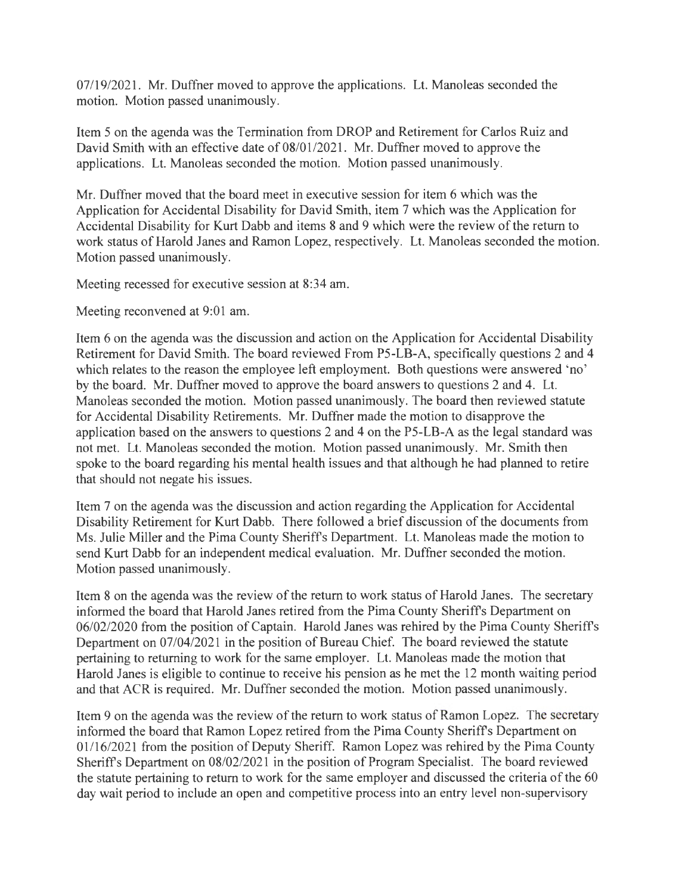07/19/2021. Mr. Duffner moved to approve the applications. Lt. Manoleas seconded the motion. Motion passed unanimously.

Item 5 on the agenda was the Termination from DROP and Retirement for Carlos Ruiz and David Smith with an effective date of 08/01/2021. Mr. Duffner moved to approve the applications. Lt. Manoleas seconded the motion. Motion passed unanimously.

Mr. Duffner moved that the board meet in executive session for item 6 which was the Application for Accidental Disability for David Smith, item 7 which was the Application for Accidental Disability for Kurt Dabb and items 8 and 9 which were the review of the return to work status of Harold Janes and Ramon Lopez, respectively. Lt. Manoleas seconded the motion. Motion passed unanimously.

Meeting recessed for executive session at 8:34 am.

Meeting reconvened at 9:01 am.

Item 6 on the agenda was the discussion and action on the Application for Accidental Disability Retirement for David Smith. The board reviewed From P5-LB-A, specifically questions 2 and 4 which relates to the reason the employee left employment. Both questions were answered 'no' by the board. Mr. Duffner moved to approve the board answers to questions 2 and 4. Lt. Manoleas seconded the motion. Motion passed unanimously. The board then reviewed statute for Accidental Disability Retirements. Mr. Duffner made the motion to disapprove the application based on the answers to questions 2 and 4 on the P5-LB-A as the legal standard was not met. Lt. Manoleas seconded the motion. Motion passed unanimously. Mr. Smith then spoke to the board regarding his mental health issues and that although he had planned to retire that should not negate his issues.

Item 7 on the agenda was the discussion and action regarding the Application for Accidental Disability Retirement for Kurt Dabb. There followed a brief discussion of the documents from Ms. Julie Miller and the Pima County Sheriff's Department. Lt. Manoleas made the motion to send Kurt Dabb for an independent medical evaluation. Mr. Duffner seconded the motion. Motion passed unanimously.

Item 8 on the agenda was the review of the return to work status of Harold Janes. The secretary informed the board that Harold Janes retired from the Pima County Sheriff's Department on 06/02/2020 from the position of Captain. Harold Janes was rehired by the Pima County Sheriff's Department on 07/04/2021 in the position of Bureau Chief. The board reviewed the statute pertaining to returning to work for the same employer. Lt. Manoleas made the motion that Harold Janes is eligible to continue to receive his pension as he met the 12 month waiting period and that ACR is required. Mr. Duffner seconded the motion. Motion passed unanimously.

Item 9 on the agenda was the review of the return to work status of Ramon Lopez. The secretary informed the board that Ramon Lopez retired from the Pima County Sheriff's Department on 01/16/2021 from the position of Deputy Sheriff. Ramon Lopez was rehired by the Pima County Sheriff's Department on 08/02/2021 in the position of Program Specialist. The board reviewed the statute pertaining to return to work for the same employer and discussed the criteria of the 60 day wait period to include an open and competitive process into an entry level non-supervisory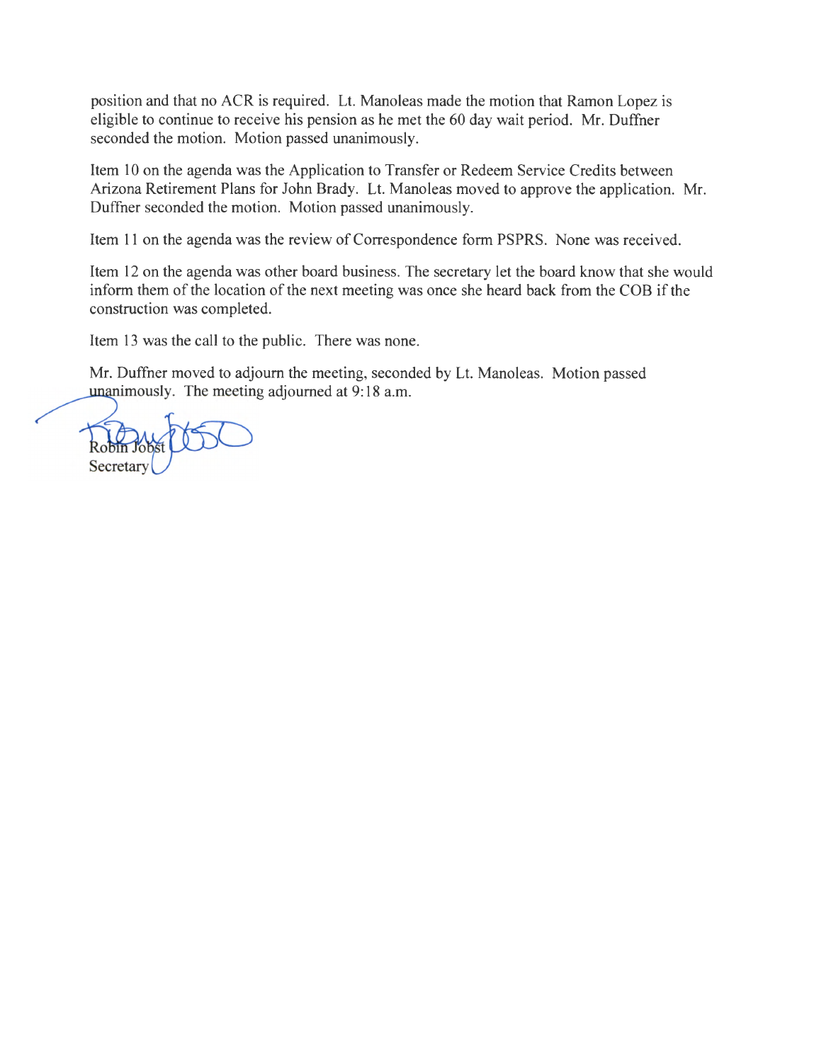position and that no ACR is required. Lt. Manoleas made the motion that Ramon Lopez is eligible to continue to receive his pension as he met the 60 day wait period. Mr. Duffner seconded the motion. Motion passed unanimously.

Item 10 on the agenda was the Application to Transfer or Redeem Service Credits between Arizona Retirement Plans for John Brady. Lt. Manoleas moved to approve the application. Mr. Duffner seconded the motion. Motion passed unanimously.

Item 11 on the agenda was the review of Correspondence form PSPRS. None was received.

Item 12 on the agenda was other board business. The secretary let the board know that she would inform them of the location of the next meeting was once she heard back from the COB if the construction was completed.

Item 13 was the call to the public. There was none.

Mr. Duffner moved to adjourn the meeting, seconded by Lt. Manoleas. Motion passed unanimously. The meeting adjourned at 9:18 a.m.

Robin Jobst
Secretary